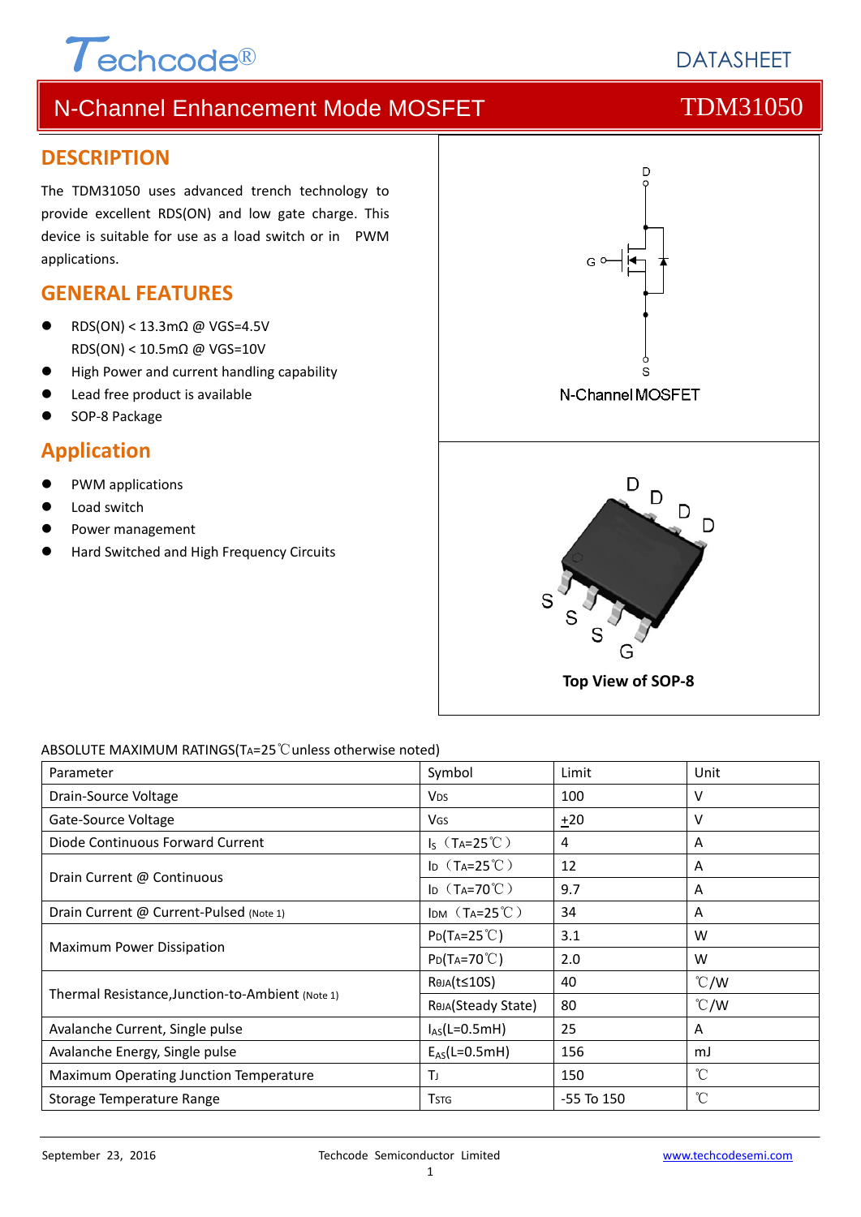Techcode®

DATASHEET

# N-Channel Enhancement Mode MOSFET TDM31050

## DESCRIPTION

The TDM31050 uses advanced trench technology to provide excellent RDS(ON) and low gate charge. This device is suitable for use as a load switch or in PWM applications.

## GENERAL FEATURES

- RDS(ON) < 13.3mΩ @ VGS=4.5V
  RDS(ON) < 10.5mΩ @ VGS=10V
- High Power and current handling capability
- Lead free product is available
- SOP-8 Package

## Application

- PWM applications
- Load switch
- Power management
- Hard Switched and High Frequency Circuits

N-Channel MOSFET

Top View of SOP-8

ABSOLUTE MAXIMUM RATINGS($T_A$=25℃unless otherwise noted)

| Parameter | Symbol | Limit | Unit |
|---|---|---|---|
| Drain-Source Voltage | $V_{DS}$ | 100 | V |
| Gate-Source Voltage | $V_{GS}$ | ±20 | V |
| Diode Continuous Forward Current | $I_S$（$T_A$=25℃） | 4 | A |
| Drain Current @ Continuous | $I_D$（$T_A$=25℃） | 12 | A |
| | $I_D$（$T_A$=70℃） | 9.7 | A |
| Drain Current @ Current-Pulsed (Note 1) | $I_{DM}$（$T_A$=25℃） | 34 | A |
| Maximum Power Dissipation | $P_D$($T_A$=25℃) | 3.1 | W |
| | $P_D$($T_A$=70℃) | 2.0 | W |
| Thermal Resistance,Junction-to-Ambient (Note 1) | $R_{θJA}$(t≤10S) | 40 | ℃/W |
| | $R_{θJA}$(Steady State) | 80 | ℃/W |
| Avalanche Current, Single pulse | $I_{AS}$(L=0.5mH) | 25 | A |
| Avalanche Energy, Single pulse | $E_{AS}$(L=0.5mH) | 156 | mJ |
| Maximum Operating Junction Temperature | $T_J$ | 150 | ℃ |
| Storage Temperature Range | $T_{STG}$ | -55 To 150 | ℃ |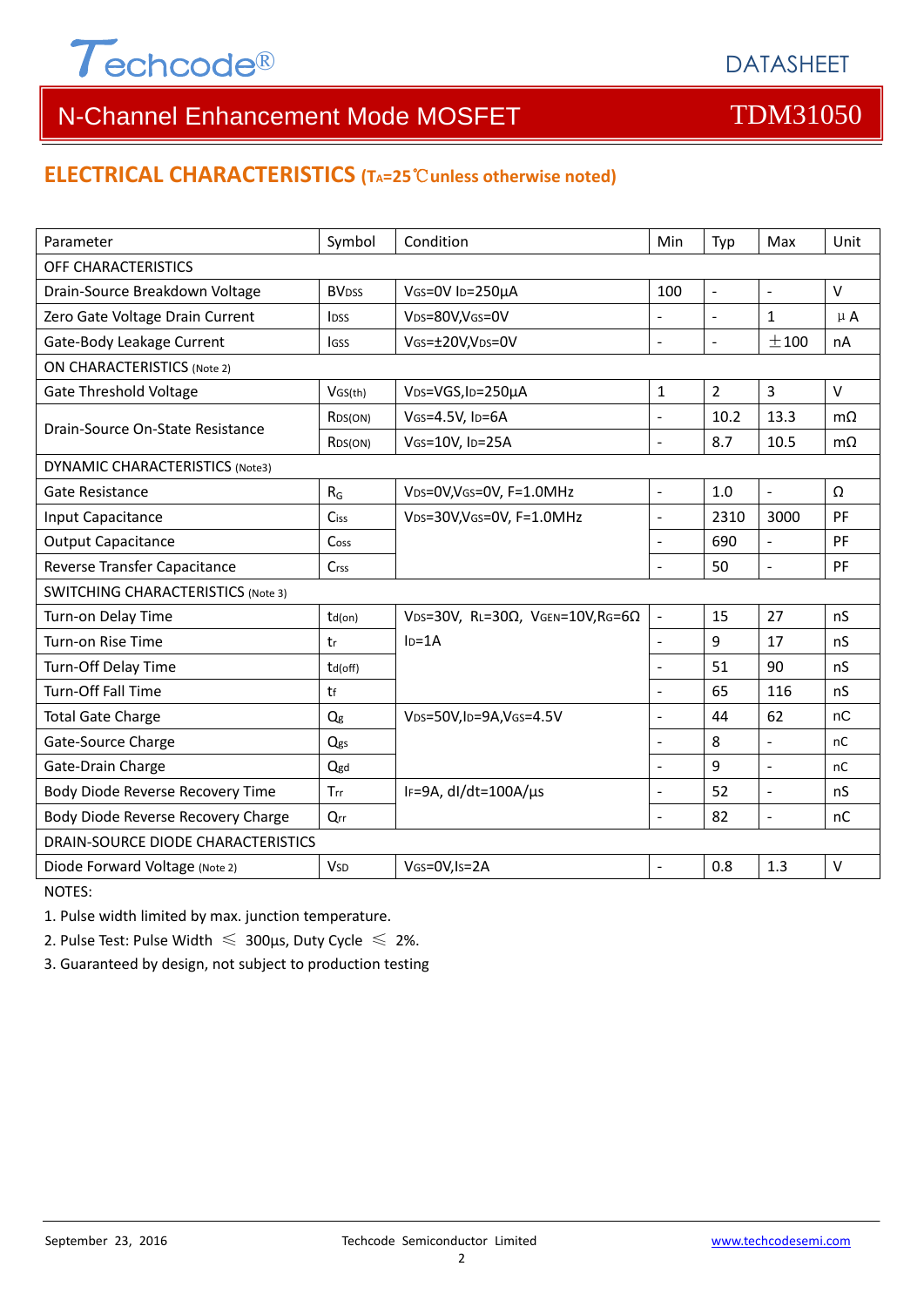## ELECTRICAL CHARACTERISTICS ($T_A$=25℃unless otherwise noted)

| Parameter | Symbol | Condition | Min | Typ | Max | Unit |
|---|---|---|---|---|---|---|
| OFF CHARACTERISTICS | | | | | | |
| Drain-Source Breakdown Voltage | $BV_{DSS}$ | $V_{GS}$=0V $I_D$=250µA | 100 | - | - | V |
| Zero Gate Voltage Drain Current | $I_{DSS}$ | $V_{DS}$=80V,$V_{GS}$=0V | - | - | 1 | µA |
| Gate-Body Leakage Current | $I_{GSS}$ | $V_{GS}$=±20V,$V_{DS}$=0V | - | - | ±100 | nA |
| ON CHARACTERISTICS (Note 2) | | | | | | |
| Gate Threshold Voltage | $V_{GS(th)}$ | $V_{DS}$=VGS,$I_D$=250µA | 1 | 2 | 3 | V |
| Drain-Source On-State Resistance | $R_{DS(ON)}$ | $V_{GS}$=4.5V, $I_D$=6A | - | 10.2 | 13.3 | mΩ |
| | $R_{DS(ON)}$ | $V_{GS}$=10V, $I_D$=25A | - | 8.7 | 10.5 | mΩ |
| DYNAMIC CHARACTERISTICS (Note3) | | | | | | |
| Gate Resistance | $R_G$ | $V_{DS}$=0V,$V_{GS}$=0V, F=1.0MHz | - | 1.0 | - | Ω |
| Input Capacitance | $C_{iss}$ | $V_{DS}$=30V,$V_{GS}$=0V, F=1.0MHz | - | 2310 | 3000 | PF |
| Output Capacitance | $C_{oss}$ | | - | 690 | - | PF |
| Reverse Transfer Capacitance | $C_{rss}$ | | - | 50 | - | PF |
| SWITCHING CHARACTERISTICS (Note 3) | | | | | | |
| Turn-on Delay Time | $t_{d(on)}$ | $V_{DS}$=30V, $R_L$=30Ω, $V_{GEN}$=10V,$R_G$=6Ω $I_D$=1A | - | 15 | 27 | nS |
| Turn-on Rise Time | $t_r$ | | - | 9 | 17 | nS |
| Turn-Off Delay Time | $t_{d(off)}$ | | - | 51 | 90 | nS |
| Turn-Off Fall Time | $t_f$ | | - | 65 | 116 | nS |
| Total Gate Charge | $Q_g$ | $V_{DS}$=50V,$I_D$=9A,$V_{GS}$=4.5V | - | 44 | 62 | nC |
| Gate-Source Charge | $Q_{gs}$ | | - | 8 | - | nC |
| Gate-Drain Charge | $Q_{gd}$ | | - | 9 | - | nC |
| Body Diode Reverse Recovery Time | $T_{rr}$ | $I_F$=9A, dI/dt=100A/µs | - | 52 | - | nS |
| Body Diode Reverse Recovery Charge | $Q_{rr}$ | | - | 82 | - | nC |
| DRAIN-SOURCE DIODE CHARACTERISTICS | | | | | | |
| Diode Forward Voltage (Note 2) | $V_{SD}$ | $V_{GS}$=0V,$I_S$=2A | - | 0.8 | 1.3 | V |

NOTES:

1. Pulse width limited by max. junction temperature.
2. Pulse Test: Pulse Width ≤ 300µs, Duty Cycle ≤ 2%.
3. Guaranteed by design, not subject to production testing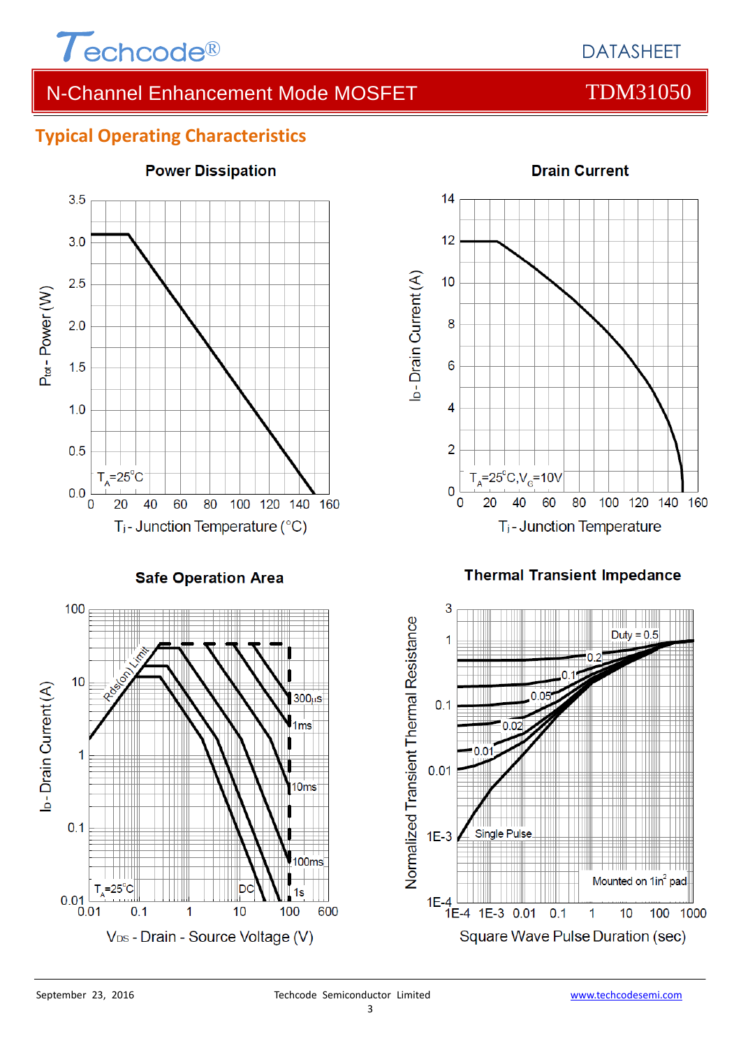## Typical Operating Characteristics

### Power Dissipation

$T_A$=25°C

$P_{tot}$ - Power (W)

$T_j$ - Junction Temperature (°C)

### Drain Current

$T_A$=25°C,$V_G$=10V

$I_D$ - Drain Current (A)

$T_j$ - Junction Temperature

### Safe Operation Area

Rds(on) Limit

300µs

1ms

10ms

100ms

1s

DC

$T_A$=25°C

$I_D$ - Drain Current (A)

$V_{DS}$ - Drain - Source Voltage (V)

### Thermal Transient Impedance

Duty = 0.5

0.2

0.1

0.05

0.02

0.01

Single Pulse

Mounted on 1in² pad

Normalized Transient Thermal Resistance

Square Wave Pulse Duration (sec)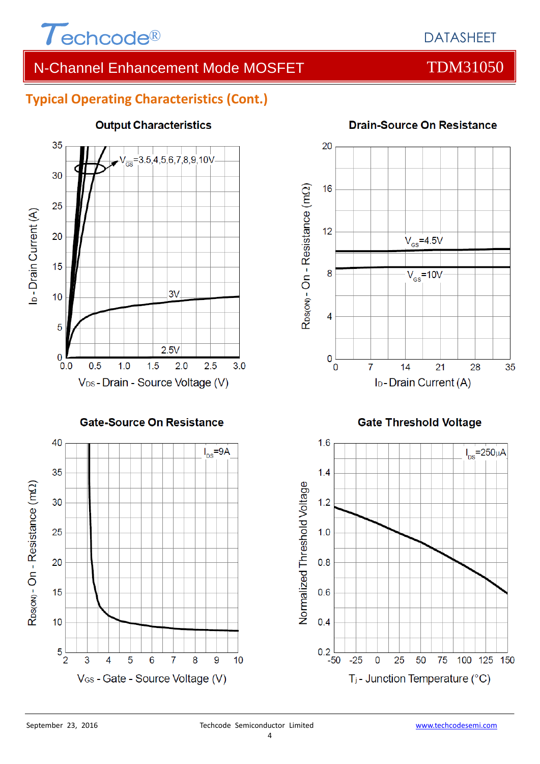## Typical Operating Characteristics (Cont.)

**Output Characteristics**

$V_{GS}$=3.5,4,5,6,7,8,9,10V

3V

2.5V

$I_D$ - Drain Current (A)

$V_{DS}$ - Drain - Source Voltage (V)

**Drain-Source On Resistance**

$V_{GS}$=4.5V

$V_{GS}$=10V

$R_{DS(ON)}$ - On - Resistance (mΩ)

$I_D$ - Drain Current (A)

**Gate-Source On Resistance**

$I_{DS}$=9A

$R_{DS(ON)}$ - On - Resistance (mΩ)

$V_{GS}$ - Gate - Source Voltage (V)

**Gate Threshold Voltage**

$I_{DS}$=250μA

Normalized Threshold Voltage

$T_j$ - Junction Temperature (°C)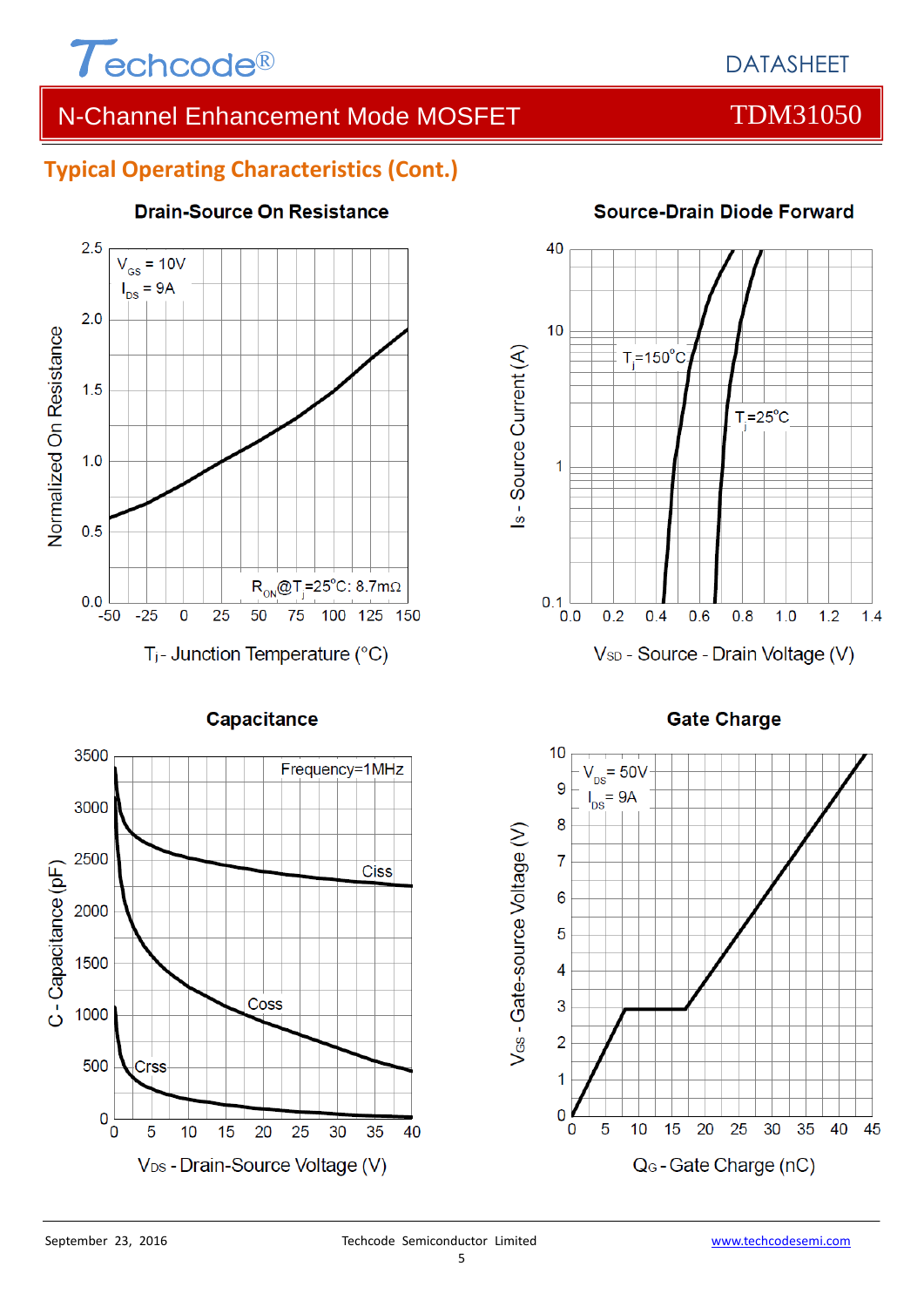## Typical Operating Characteristics (Cont.)

**Drain-Source On Resistance**

$V_{GS}$ = 10V
$I_{DS}$ = 9A

$R_{ON}$@$T_j$=25°C: 8.7mΩ

Normalized On Resistance

$T_j$ - Junction Temperature (°C)

**Source-Drain Diode Forward**

$T_j$=150°C

$T_j$=25°C

$I_S$ - Source Current (A)

$V_{SD}$ - Source - Drain Voltage (V)

**Capacitance**

Frequency=1MHz

Ciss

Coss

Crss

C - Capacitance (pF)

$V_{DS}$ - Drain-Source Voltage (V)

**Gate Charge**

$V_{DS}$= 50V
$I_{DS}$= 9A

$V_{GS}$ - Gate-source Voltage (V)

$Q_G$ - Gate Charge (nC)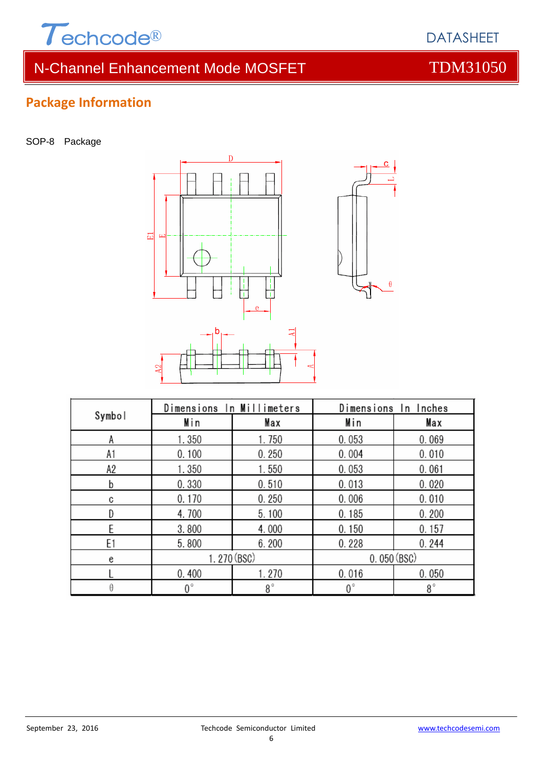## Package Information

SOP-8 Package

| Symbol | Dimensions In Millimeters | | Dimensions In Inches | |
|---|---|---|---|---|
| | Min | Max | Min | Max |
| A | 1.350 | 1.750 | 0.053 | 0.069 |
| A1 | 0.100 | 0.250 | 0.004 | 0.010 |
| A2 | 1.350 | 1.550 | 0.053 | 0.061 |
| b | 0.330 | 0.510 | 0.013 | 0.020 |
| c | 0.170 | 0.250 | 0.006 | 0.010 |
| D | 4.700 | 5.100 | 0.185 | 0.200 |
| E | 3.800 | 4.000 | 0.150 | 0.157 |
| E1 | 5.800 | 6.200 | 0.228 | 0.244 |
| e | 1.270 (BSC) | | 0.050 (BSC) | |
| L | 0.400 | 1.270 | 0.016 | 0.050 |
| θ | 0° | 8° | 0° | 8° |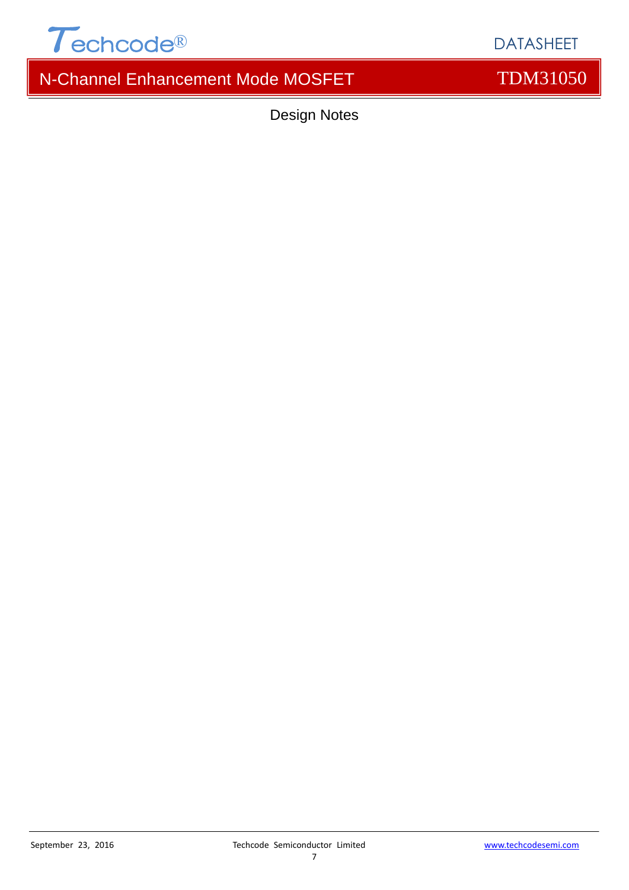Design Notes